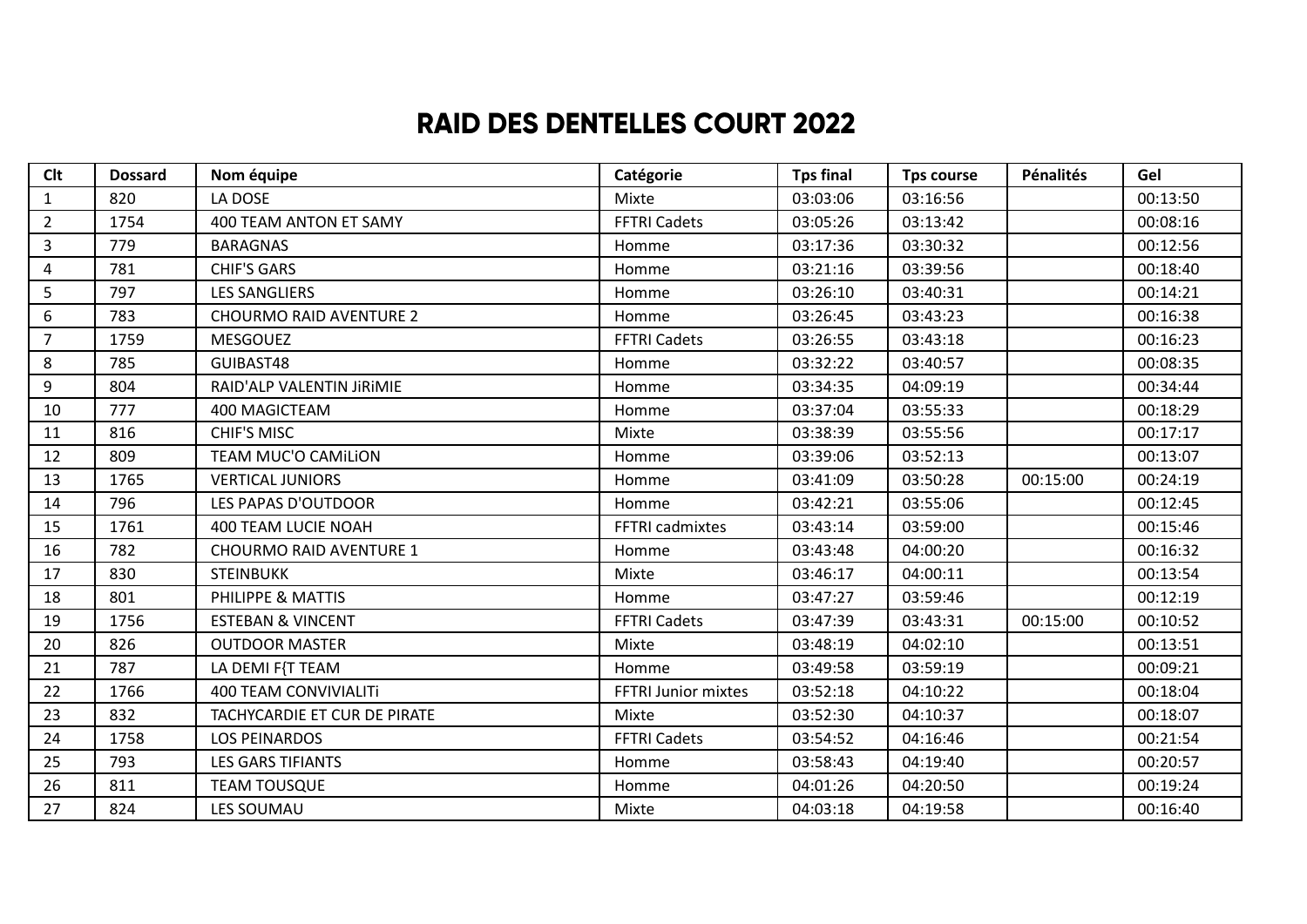# RAID DES DENTELLES COURT 2022

| Clt | Dossard | Nom équipe | Catégorie | Tps final | Tps course | Pénalités | Gel |
|---|---|---|---|---|---|---|---|
| 1 | 820 | LA DOSE | Mixte | 03:03:06 | 03:16:56 | | 00:13:50 |
| 2 | 1754 | 400 TEAM ANTON ET SAMY | FFTRI Cadets | 03:05:26 | 03:13:42 | | 00:08:16 |
| 3 | 779 | BARAGNAS | Homme | 03:17:36 | 03:30:32 | | 00:12:56 |
| 4 | 781 | CHIF'S GARS | Homme | 03:21:16 | 03:39:56 | | 00:18:40 |
| 5 | 797 | LES SANGLIERS | Homme | 03:26:10 | 03:40:31 | | 00:14:21 |
| 6 | 783 | CHOURMO RAID AVENTURE 2 | Homme | 03:26:45 | 03:43:23 | | 00:16:38 |
| 7 | 1759 | MESGOUEZ | FFTRI Cadets | 03:26:55 | 03:43:18 | | 00:16:23 |
| 8 | 785 | GUIBAST48 | Homme | 03:32:22 | 03:40:57 | | 00:08:35 |
| 9 | 804 | RAID'ALP VALENTIN JiRiMIE | Homme | 03:34:35 | 04:09:19 | | 00:34:44 |
| 10 | 777 | 400 MAGICTEAM | Homme | 03:37:04 | 03:55:33 | | 00:18:29 |
| 11 | 816 | CHIF'S MISC | Mixte | 03:38:39 | 03:55:56 | | 00:17:17 |
| 12 | 809 | TEAM MUC'O CAMiLiON | Homme | 03:39:06 | 03:52:13 | | 00:13:07 |
| 13 | 1765 | VERTICAL JUNIORS | Homme | 03:41:09 | 03:50:28 | 00:15:00 | 00:24:19 |
| 14 | 796 | LES PAPAS D'OUTDOOR | Homme | 03:42:21 | 03:55:06 | | 00:12:45 |
| 15 | 1761 | 400 TEAM LUCIE NOAH | FFTRI cadmixtes | 03:43:14 | 03:59:00 | | 00:15:46 |
| 16 | 782 | CHOURMO RAID AVENTURE 1 | Homme | 03:43:48 | 04:00:20 | | 00:16:32 |
| 17 | 830 | STEINBUKK | Mixte | 03:46:17 | 04:00:11 | | 00:13:54 |
| 18 | 801 | PHILIPPE & MATTIS | Homme | 03:47:27 | 03:59:46 | | 00:12:19 |
| 19 | 1756 | ESTEBAN & VINCENT | FFTRI Cadets | 03:47:39 | 03:43:31 | 00:15:00 | 00:10:52 |
| 20 | 826 | OUTDOOR MASTER | Mixte | 03:48:19 | 04:02:10 | | 00:13:51 |
| 21 | 787 | LA DEMI F{T TEAM | Homme | 03:49:58 | 03:59:19 | | 00:09:21 |
| 22 | 1766 | 400 TEAM CONVIVIALITi | FFTRI Junior mixtes | 03:52:18 | 04:10:22 | | 00:18:04 |
| 23 | 832 | TACHYCARDIE ET CUR DE PIRATE | Mixte | 03:52:30 | 04:10:37 | | 00:18:07 |
| 24 | 1758 | LOS PEINARDOS | FFTRI Cadets | 03:54:52 | 04:16:46 | | 00:21:54 |
| 25 | 793 | LES GARS TIFIANTS | Homme | 03:58:43 | 04:19:40 | | 00:20:57 |
| 26 | 811 | TEAM TOUSQUE | Homme | 04:01:26 | 04:20:50 | | 00:19:24 |
| 27 | 824 | LES SOUMAU | Mixte | 04:03:18 | 04:19:58 | | 00:16:40 |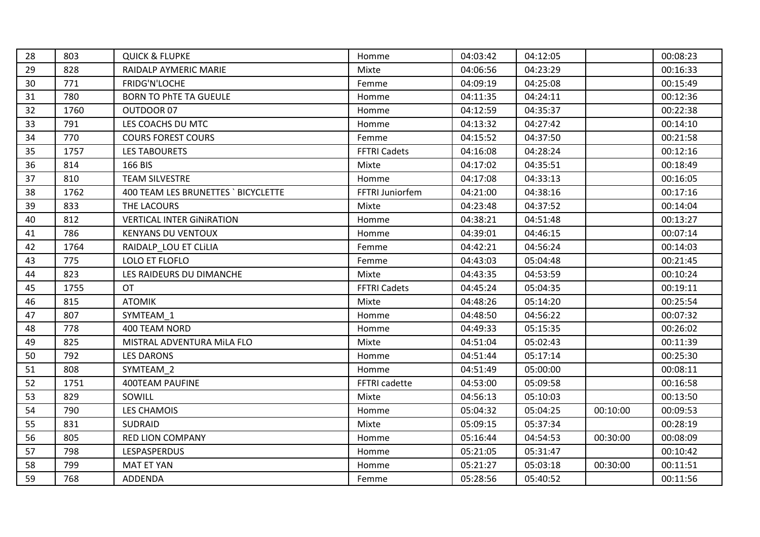| | | | | | | | |
|---|---|---|---|---|---|---|---|
| 28 | 803 | QUICK & FLUPKE | Homme | 04:03:42 | 04:12:05 | | 00:08:23 |
| 29 | 828 | RAIDALP AYMERIC MARIE | Mixte | 04:06:56 | 04:23:29 | | 00:16:33 |
| 30 | 771 | FRIDG'N'LOCHE | Femme | 04:09:19 | 04:25:08 | | 00:15:49 |
| 31 | 780 | BORN TO PhTE TA GUEULE | Homme | 04:11:35 | 04:24:11 | | 00:12:36 |
| 32 | 1760 | OUTDOOR 07 | Homme | 04:12:59 | 04:35:37 | | 00:22:38 |
| 33 | 791 | LES COACHS DU MTC | Homme | 04:13:32 | 04:27:42 | | 00:14:10 |
| 34 | 770 | COURS FOREST COURS | Femme | 04:15:52 | 04:37:50 | | 00:21:58 |
| 35 | 1757 | LES TABOURETS | FFTRI Cadets | 04:16:08 | 04:28:24 | | 00:12:16 |
| 36 | 814 | 166 BIS | Mixte | 04:17:02 | 04:35:51 | | 00:18:49 |
| 37 | 810 | TEAM SILVESTRE | Homme | 04:17:08 | 04:33:13 | | 00:16:05 |
| 38 | 1762 | 400 TEAM LES BRUNETTES ` BICYCLETTE | FFTRI Juniorfem | 04:21:00 | 04:38:16 | | 00:17:16 |
| 39 | 833 | THE LACOURS | Mixte | 04:23:48 | 04:37:52 | | 00:14:04 |
| 40 | 812 | VERTICAL INTER GiNiRATION | Homme | 04:38:21 | 04:51:48 | | 00:13:27 |
| 41 | 786 | KENYANS DU VENTOUX | Homme | 04:39:01 | 04:46:15 | | 00:07:14 |
| 42 | 1764 | RAIDALP_LOU ET CLiLIA | Femme | 04:42:21 | 04:56:24 | | 00:14:03 |
| 43 | 775 | LOLO ET FLOFLO | Femme | 04:43:03 | 05:04:48 | | 00:21:45 |
| 44 | 823 | LES RAIDEURS DU DIMANCHE | Mixte | 04:43:35 | 04:53:59 | | 00:10:24 |
| 45 | 1755 | OT | FFTRI Cadets | 04:45:24 | 05:04:35 | | 00:19:11 |
| 46 | 815 | ATOMIK | Mixte | 04:48:26 | 05:14:20 | | 00:25:54 |
| 47 | 807 | SYMTEAM_1 | Homme | 04:48:50 | 04:56:22 | | 00:07:32 |
| 48 | 778 | 400 TEAM NORD | Homme | 04:49:33 | 05:15:35 | | 00:26:02 |
| 49 | 825 | MISTRAL ADVENTURA MiLA FLO | Mixte | 04:51:04 | 05:02:43 | | 00:11:39 |
| 50 | 792 | LES DARONS | Homme | 04:51:44 | 05:17:14 | | 00:25:30 |
| 51 | 808 | SYMTEAM_2 | Homme | 04:51:49 | 05:00:00 | | 00:08:11 |
| 52 | 1751 | 400TEAM PAUFINE | FFTRI cadette | 04:53:00 | 05:09:58 | | 00:16:58 |
| 53 | 829 | SOWILL | Mixte | 04:56:13 | 05:10:03 | | 00:13:50 |
| 54 | 790 | LES CHAMOIS | Homme | 05:04:32 | 05:04:25 | 00:10:00 | 00:09:53 |
| 55 | 831 | SUDRAID | Mixte | 05:09:15 | 05:37:34 | | 00:28:19 |
| 56 | 805 | RED LION COMPANY | Homme | 05:16:44 | 04:54:53 | 00:30:00 | 00:08:09 |
| 57 | 798 | LESPASPERDUS | Homme | 05:21:05 | 05:31:47 | | 00:10:42 |
| 58 | 799 | MAT ET YAN | Homme | 05:21:27 | 05:03:18 | 00:30:00 | 00:11:51 |
| 59 | 768 | ADDENDA | Femme | 05:28:56 | 05:40:52 | | 00:11:56 |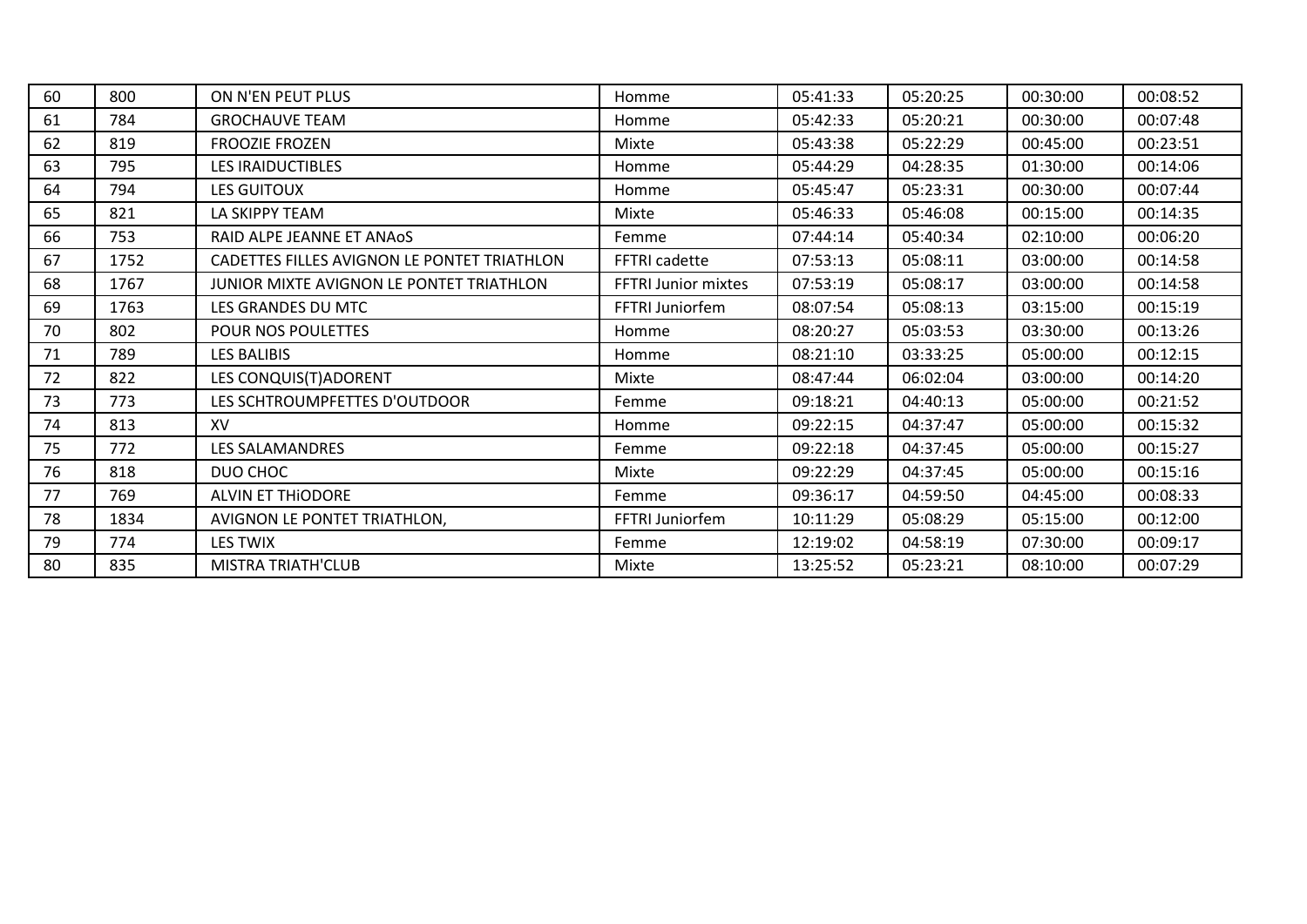| | | | | | | | |
|---|---|---|---|---|---|---|---|
| 60 | 800 | ON N'EN PEUT PLUS | Homme | 05:41:33 | 05:20:25 | 00:30:00 | 00:08:52 |
| 61 | 784 | GROCHAUVE TEAM | Homme | 05:42:33 | 05:20:21 | 00:30:00 | 00:07:48 |
| 62 | 819 | FROOZIE FROZEN | Mixte | 05:43:38 | 05:22:29 | 00:45:00 | 00:23:51 |
| 63 | 795 | LES IRAIDUCTIBLES | Homme | 05:44:29 | 04:28:35 | 01:30:00 | 00:14:06 |
| 64 | 794 | LES GUITOUX | Homme | 05:45:47 | 05:23:31 | 00:30:00 | 00:07:44 |
| 65 | 821 | LA SKIPPY TEAM | Mixte | 05:46:33 | 05:46:08 | 00:15:00 | 00:14:35 |
| 66 | 753 | RAID ALPE JEANNE ET ANAoS | Femme | 07:44:14 | 05:40:34 | 02:10:00 | 00:06:20 |
| 67 | 1752 | CADETTES FILLES AVIGNON LE PONTET TRIATHLON | FFTRI cadette | 07:53:13 | 05:08:11 | 03:00:00 | 00:14:58 |
| 68 | 1767 | JUNIOR MIXTE AVIGNON LE PONTET TRIATHLON | FFTRI Junior mixtes | 07:53:19 | 05:08:17 | 03:00:00 | 00:14:58 |
| 69 | 1763 | LES GRANDES DU MTC | FFTRI Juniorfem | 08:07:54 | 05:08:13 | 03:15:00 | 00:15:19 |
| 70 | 802 | POUR NOS POULETTES | Homme | 08:20:27 | 05:03:53 | 03:30:00 | 00:13:26 |
| 71 | 789 | LES BALIBIS | Homme | 08:21:10 | 03:33:25 | 05:00:00 | 00:12:15 |
| 72 | 822 | LES CONQUIS(T)ADORENT | Mixte | 08:47:44 | 06:02:04 | 03:00:00 | 00:14:20 |
| 73 | 773 | LES SCHTROUMPFETTES D'OUTDOOR | Femme | 09:18:21 | 04:40:13 | 05:00:00 | 00:21:52 |
| 74 | 813 | XV | Homme | 09:22:15 | 04:37:47 | 05:00:00 | 00:15:32 |
| 75 | 772 | LES SALAMANDRES | Femme | 09:22:18 | 04:37:45 | 05:00:00 | 00:15:27 |
| 76 | 818 | DUO CHOC | Mixte | 09:22:29 | 04:37:45 | 05:00:00 | 00:15:16 |
| 77 | 769 | ALVIN ET THiODORE | Femme | 09:36:17 | 04:59:50 | 04:45:00 | 00:08:33 |
| 78 | 1834 | AVIGNON LE PONTET TRIATHLON, | FFTRI Juniorfem | 10:11:29 | 05:08:29 | 05:15:00 | 00:12:00 |
| 79 | 774 | LES TWIX | Femme | 12:19:02 | 04:58:19 | 07:30:00 | 00:09:17 |
| 80 | 835 | MISTRA TRIATH'CLUB | Mixte | 13:25:52 | 05:23:21 | 08:10:00 | 00:07:29 |